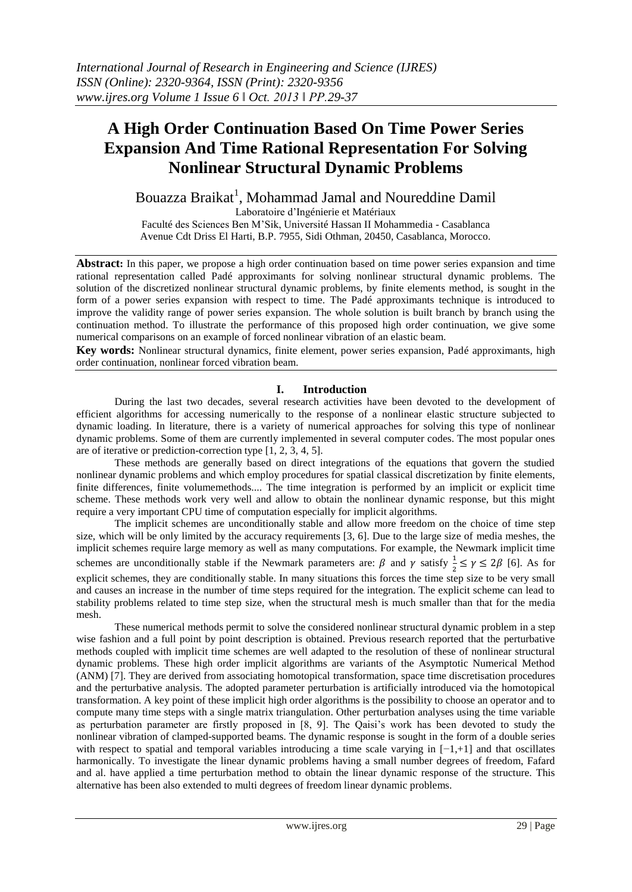# A High Order Continuation Based On Time Power Series Expansion And Time Rational Representation For Solving Nonlinear Structural Dynamic Problems

Bouazza Braikat[1], Mohammad Jamal and Noureddine Damil

Laboratoire d'Ingénierie et Matériaux

Faculté des Sciences Ben M'Sik, Université Hassan II Mohammedia - Casablanca

Avenue Cdt Driss El Harti, B.P. 7955, Sidi Othman, 20450, Casablanca, Morocco.

**Abstract:** In this paper, we propose a high order continuation based on time power series expansion and time rational representation called Padé approximants for solving nonlinear structural dynamic problems. The solution of the discretized nonlinear structural dynamic problems, by finite elements method, is sought in the form of a power series expansion with respect to time. The Padé approximants technique is introduced to improve the validity range of power series expansion. The whole solution is built branch by branch using the continuation method. To illustrate the performance of this proposed high order continuation, we give some numerical comparisons on an example of forced nonlinear vibration of an elastic beam.

**Key words:** Nonlinear structural dynamics, finite element, power series expansion, Padé approximants, high order continuation, nonlinear forced vibration beam.

## I. Introduction

During the last two decades, several research activities have been devoted to the development of efficient algorithms for accessing numerically to the response of a nonlinear elastic structure subjected to dynamic loading. In literature, there is a variety of numerical approaches for solving this type of nonlinear dynamic problems. Some of them are currently implemented in several computer codes. The most popular ones are of iterative or prediction-correction type [1, 2, 3, 4, 5].

These methods are generally based on direct integrations of the equations that govern the studied nonlinear dynamic problems and which employ procedures for spatial classical discretization by finite elements, finite differences, finite volumemethods.... The time integration is performed by an implicit or explicit time scheme. These methods work very well and allow to obtain the nonlinear dynamic response, but this might require a very important CPU time of computation especially for implicit algorithms.

The implicit schemes are unconditionally stable and allow more freedom on the choice of time step size, which will be only limited by the accuracy requirements [3, 6]. Due to the large size of media meshes, the implicit schemes require large memory as well as many computations. For example, the Newmark implicit time schemes are unconditionally stable if the Newmark parameters are: $\beta$ and $\gamma$ satisfy $\frac{1}{2} \leq \gamma \leq 2\beta$ [6]. As for explicit schemes, they are conditionally stable. In many situations this forces the time step size to be very small and causes an increase in the number of time steps required for the integration. The explicit scheme can lead to stability problems related to time step size, when the structural mesh is much smaller than that for the media mesh.

These numerical methods permit to solve the considered nonlinear structural dynamic problem in a step wise fashion and a full point by point description is obtained. Previous research reported that the perturbative methods coupled with implicit time schemes are well adapted to the resolution of these of nonlinear structural dynamic problems. These high order implicit algorithms are variants of the Asymptotic Numerical Method (ANM) [7]. They are derived from associating homotopical transformation, space time discretisation procedures and the perturbative analysis. The adopted parameter perturbation is artificially introduced via the homotopical transformation. A key point of these implicit high order algorithms is the possibility to choose an operator and to compute many time steps with a single matrix triangulation. Other perturbation analyses using the time variable as perturbation parameter are firstly proposed in [8, 9]. The Qaisi's work has been devoted to study the nonlinear vibration of clamped-supported beams. The dynamic response is sought in the form of a double series with respect to spatial and temporal variables introducing a time scale varying in $[-1,+1]$ and that oscillates harmonically. To investigate the linear dynamic problems having a small number degrees of freedom, Fafard and al. have applied a time perturbation method to obtain the linear dynamic response of the structure. This alternative has been also extended to multi degrees of freedom linear dynamic problems.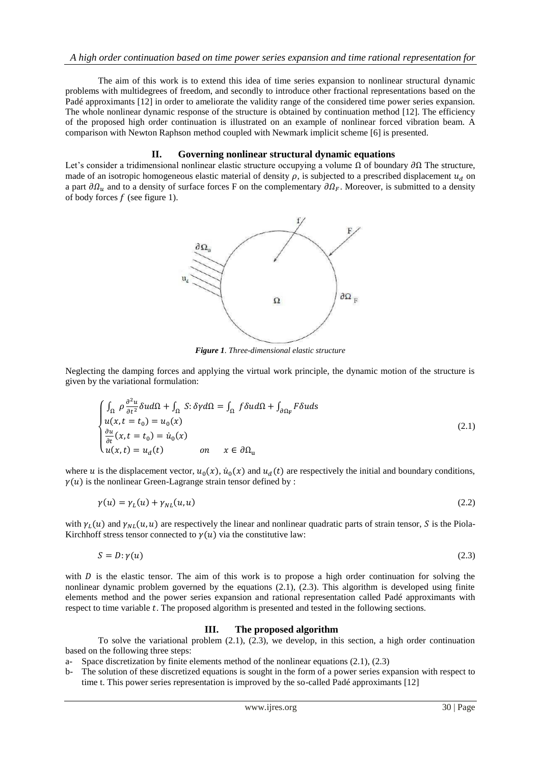The aim of this work is to extend this idea of time series expansion to nonlinear structural dynamic problems with multidegrees of freedom, and secondly to introduce other fractional representations based on the Padé approximants [12] in order to ameliorate the validity range of the considered time power series expansion. The whole nonlinear dynamic response of the structure is obtained by continuation method [12]. The efficiency of the proposed high order continuation is illustrated on an example of nonlinear forced vibration beam. A comparison with Newton Raphson method coupled with Newmark implicit scheme [6] is presented.

## II. Governing nonlinear structural dynamic equations

Let's consider a tridimensional nonlinear elastic structure occupying a volume $\Omega$ of boundary $\partial\Omega$ The structure, made of an isotropic homogeneous elastic material of density $\rho$, is subjected to a prescribed displacement $u_d$ on a part $\partial\Omega_u$ and to a density of surface forces F on the complementary $\partial\Omega_F$. Moreover, is submitted to a density of body forces $f$ (see figure 1).

***Figure 1**. Three-dimensional elastic structure*

Neglecting the damping forces and applying the virtual work principle, the dynamic motion of the structure is given by the variational formulation:

$$\begin{cases} \int_{\Omega} \rho \frac{\partial^2 u}{\partial t^2} \delta u d\Omega + \int_{\Omega} S: \delta\gamma d\Omega = \int_{\Omega} f \delta u d\Omega + \int_{\partial\Omega_F} F \delta u ds \\ u(x, t = t_0) = u_0(x) \\ \frac{\partial u}{\partial t}(x, t = t_0) = \dot{u}_0(x) \\ u(x, t) = u_d(t) \qquad on \quad x \in \partial\Omega_u \end{cases} \tag{2.1}$$

where $u$ is the displacement vector, $u_0(x)$, $\dot{u}_0(x)$ and $u_d(t)$ are respectively the initial and boundary conditions, $\gamma(u)$ is the nonlinear Green-Lagrange strain tensor defined by :

$$\gamma(u) = \gamma_L(u) + \gamma_{NL}(u, u) \tag{2.2}$$

with $\gamma_L(u)$ and $\gamma_{NL}(u, u)$ are respectively the linear and nonlinear quadratic parts of strain tensor, $S$ is the Piola-Kirchhoff stress tensor connected to $\gamma(u)$ via the constitutive law:

$$S = D: \gamma(u) \tag{2.3}$$

with $D$ is the elastic tensor. The aim of this work is to propose a high order continuation for solving the nonlinear dynamic problem governed by the equations (2.1), (2.3). This algorithm is developed using finite elements method and the power series expansion and rational representation called Padé approximants with respect to time variable $t$. The proposed algorithm is presented and tested in the following sections.

## III. The proposed algorithm

To solve the variational problem (2.1), (2.3), we develop, in this section, a high order continuation based on the following three steps:

a- Space discretization by finite elements method of the nonlinear equations (2.1), (2.3)

b- The solution of these discretized equations is sought in the form of a power series expansion with respect to time t. This power series representation is improved by the so-called Padé approximants [12]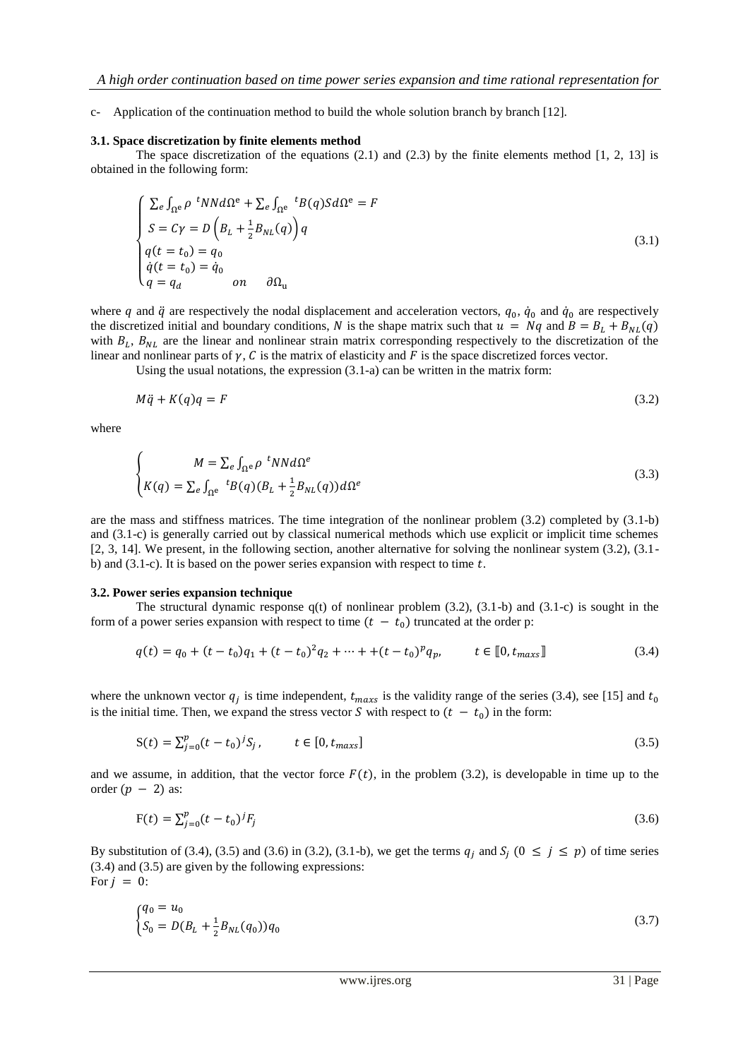c- Application of the continuation method to build the whole solution branch by branch [12].

### 3.1. Space discretization by finite elements method

The space discretization of the equations (2.1) and (2.3) by the finite elements method [1, 2, 13] is obtained in the following form:

$$
\begin{cases}
\sum_e \int_{\Omega^e} \rho \ {}^tNNd\Omega^e + \sum_e \int_{\Omega^e} {}^tB(q)Sd\Omega^e = F \\
S = C\gamma = D\left(B_L + \frac{1}{2}B_{NL}(q)\right)q \\
q(t = t_0) = q_0 \\
\dot{q}(t = t_0) = \dot{q}_0 \\
q = q_d \qquad on \quad \partial\Omega_u
\end{cases}
\tag{3.1}
$$

where $q$ and $\ddot{q}$ are respectively the nodal displacement and acceleration vectors, $q_0$, $\dot{q}_0$ and $\dot{q}_0$ are respectively the discretized initial and boundary conditions, $N$ is the shape matrix such that $u = Nq$ and $B = B_L + B_{NL}(q)$ with $B_L$, $B_{NL}$ are the linear and nonlinear strain matrix corresponding respectively to the discretization of the linear and nonlinear parts of $\gamma$, $C$ is the matrix of elasticity and $F$ is the space discretized forces vector.

Using the usual notations, the expression (3.1-a) can be written in the matrix form:

$$
M\ddot{q} + K(q)q = F \tag{3.2}
$$

where

$$
\begin{cases}
M = \sum_e \int_{\Omega^e} \rho \ {}^tNNd\Omega^e \\
K(q) = \sum_e \int_{\Omega^e} {}^tB(q)(B_L + \frac{1}{2}B_{NL}(q))d\Omega^e
\end{cases}
\tag{3.3}
$$

are the mass and stiffness matrices. The time integration of the nonlinear problem (3.2) completed by (3.1-b) and (3.1-c) is generally carried out by classical numerical methods which use explicit or implicit time schemes [2, 3, 14]. We present, in the following section, another alternative for solving the nonlinear system (3.2), (3.1-b) and (3.1-c). It is based on the power series expansion with respect to time $t$.

### 3.2. Power series expansion technique

The structural dynamic response q(t) of nonlinear problem (3.2), (3.1-b) and (3.1-c) is sought in the form of a power series expansion with respect to time $(t - t_0)$ truncated at the order p:

$$
q(t) = q_0 + (t - t_0)q_1 + (t - t_0)^2 q_2 + \cdots + +(t - t_0)^p q_p, \qquad t \in [\![0, t_{maxs}]\!] \tag{3.4}
$$

where the unknown vector $q_j$ is time independent, $t_{maxs}$ is the validity range of the series (3.4), see [15] and $t_0$ is the initial time. Then, we expand the stress vector $S$ with respect to $(t - t_0)$ in the form:

$$
S(t) = \sum_{j=0}^{p}(t - t_0)^j S_j, \qquad t \in [0, t_{maxs}] \tag{3.5}
$$

and we assume, in addition, that the vector force $F(t)$, in the problem (3.2), is developable in time up to the order $(p - 2)$ as:

$$
F(t) = \sum_{j=0}^{p}(t - t_0)^j F_j \tag{3.6}
$$

By substitution of (3.4), (3.5) and (3.6) in (3.2), (3.1-b), we get the terms $q_j$ and $S_j$ $(0 \le j \le p)$ of time series (3.4) and (3.5) are given by the following expressions:

For $j = 0$:

$$
\begin{cases}
q_0 = u_0 \\
S_0 = D(B_L + \frac{1}{2}B_{NL}(q_0))q_0
\end{cases}
\tag{3.7}
$$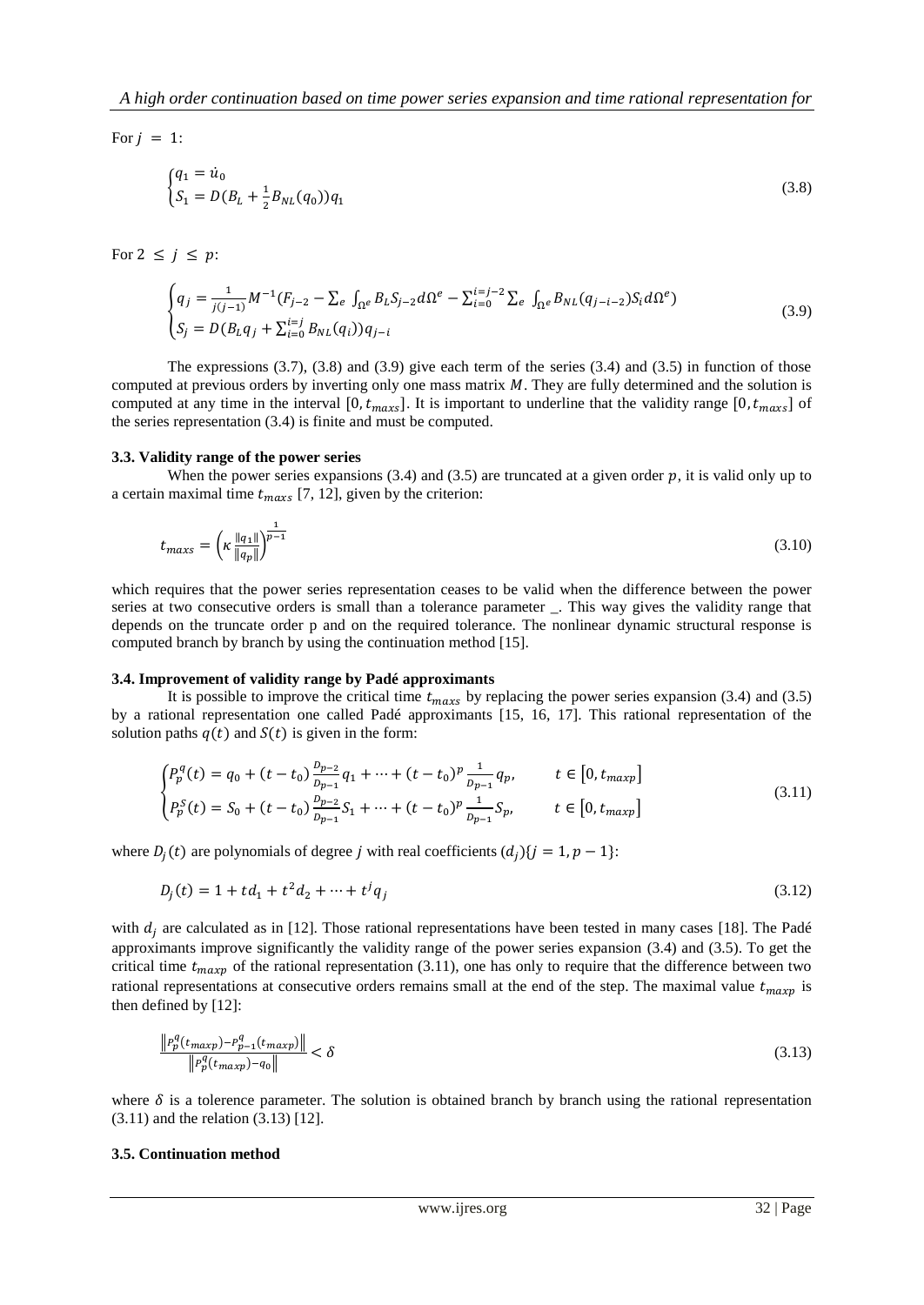For $j = 1$:

$$\begin{cases} q_1 = \dot{u}_0 \\ S_1 = D(B_L + \frac{1}{2}B_{NL}(q_0))q_1 \end{cases} \tag{3.8}$$

For $2 \leq j \leq p$:

$$\begin{cases} q_j = \frac{1}{j(j-1)}M^{-1}(F_{j-2} - \sum_e \int_{\Omega^e} B_L S_{j-2} d\Omega^e - \sum_{i=0}^{i=j-2} \sum_e \int_{\Omega^e} B_{NL}(q_{j-i-2}) S_i d\Omega^e) \\ S_j = D(B_L q_j + \sum_{i=0}^{i=j} B_{NL}(q_i)) q_{j-i} \end{cases} \tag{3.9}$$

The expressions (3.7), (3.8) and (3.9) give each term of the series (3.4) and (3.5) in function of those computed at previous orders by inverting only one mass matrix $M$. They are fully determined and the solution is computed at any time in the interval $[0, t_{maxs}]$. It is important to underline that the validity range $[0, t_{maxs}]$ of the series representation (3.4) is finite and must be computed.

### 3.3. Validity range of the power series

When the power series expansions (3.4) and (3.5) are truncated at a given order $p$, it is valid only up to a certain maximal time $t_{maxs}$ [7, 12], given by the criterion:

$$t_{maxs} = \left(\kappa \frac{\|q_1\|}{\|q_p\|}\right)^{\frac{1}{p-1}} \tag{3.10}$$

which requires that the power series representation ceases to be valid when the difference between the power series at two consecutive orders is small than a tolerance parameter _. This way gives the validity range that depends on the truncate order p and on the required tolerance. The nonlinear dynamic structural response is computed branch by branch by using the continuation method [15].

### 3.4. Improvement of validity range by Padé approximants

It is possible to improve the critical time $t_{maxs}$ by replacing the power series expansion (3.4) and (3.5) by a rational representation one called Padé approximants [15, 16, 17]. This rational representation of the solution paths $q(t)$ and $S(t)$ is given in the form:

$$\begin{cases} P_p^q(t) = q_0 + (t - t_0)\frac{D_{p-2}}{D_{p-1}}q_1 + \cdots + (t - t_0)^p \frac{1}{D_{p-1}}q_p, & t \in [0, t_{maxp}] \\ P_p^S(t) = S_0 + (t - t_0)\frac{D_{p-2}}{D_{p-1}}S_1 + \cdots + (t - t_0)^p \frac{1}{D_{p-1}}S_p, & t \in [0, t_{maxp}] \end{cases} \tag{3.11}$$

where $D_j(t)$ are polynomials of degree $j$ with real coefficients $(d_j)\{j = 1, p-1\}$:

$$D_j(t) = 1 + td_1 + t^2 d_2 + \cdots + t^j q_j \tag{3.12}$$

with $d_j$ are calculated as in [12]. Those rational representations have been tested in many cases [18]. The Padé approximants improve significantly the validity range of the power series expansion (3.4) and (3.5). To get the critical time $t_{maxp}$ of the rational representation (3.11), one has only to require that the difference between two rational representations at consecutive orders remains small at the end of the step. The maximal value $t_{maxp}$ is then defined by [12]:

$$\frac{\left\|P_p^q(t_{maxp}) - P_{p-1}^q(t_{maxp})\right\|}{\left\|P_p^q(t_{maxp}) - q_0\right\|} < \delta \tag{3.13}$$

where $\delta$ is a tolerence parameter. The solution is obtained branch by branch using the rational representation (3.11) and the relation (3.13) [12].

### 3.5. Continuation method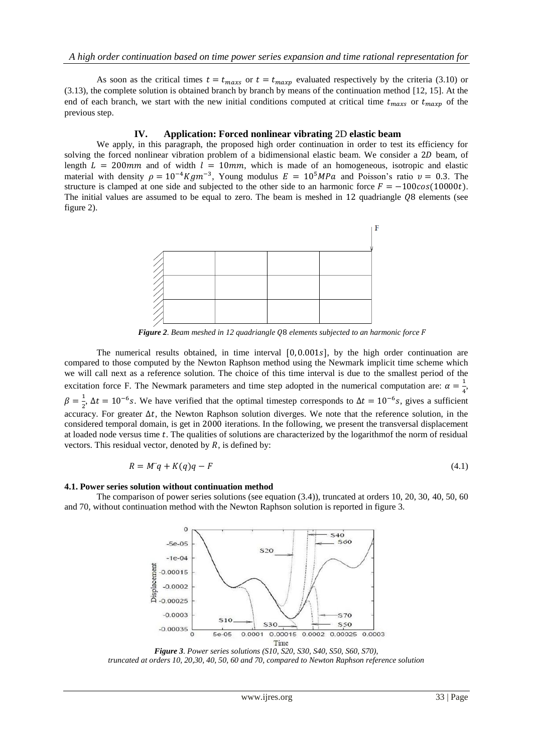As soon as the critical times $t = t_{maxs}$ or $t = t_{maxp}$ evaluated respectively by the criteria (3.10) or (3.13), the complete solution is obtained branch by branch by means of the continuation method [12, 15]. At the end of each branch, we start with the new initial conditions computed at critical time $t_{maxs}$ or $t_{maxp}$ of the previous step.

## IV. Application: Forced nonlinear vibrating 2D elastic beam

We apply, in this paragraph, the proposed high order continuation in order to test its efficiency for solving the forced nonlinear vibration problem of a bidimensional elastic beam. We consider a $2D$ beam, of length $L = 200mm$ and of width $l = 10mm$, which is made of an homogeneous, isotropic and elastic material with density $\rho = 10^{-4} Kgm^{-3}$, Young modulus $E = 10^{5} MPa$ and Poisson's ratio $\upsilon = 0.3$. The structure is clamped at one side and subjected to the other side to an harmonic force $F = -100cos(10000t)$. The initial values are assumed to be equal to zero. The beam is meshed in 12 quadriangle $Q8$ elements (see figure 2).

*Figure 2. Beam meshed in 12 quadriangle $Q8$ elements subjected to an harmonic force F*

The numerical results obtained, in time interval $[0, 0.001s]$, by the high order continuation are compared to those computed by the Newton Raphson method using the Newmark implicit time scheme which we will call next as a reference solution. The choice of this time interval is due to the smallest period of the excitation force F. The Newmark parameters and time step adopted in the numerical computation are: $\alpha = \frac{1}{4}$, $\beta = \frac{1}{2}$, $\Delta t = 10^{-6}s$. We have verified that the optimal timestep corresponds to $\Delta t = 10^{-6}s$, gives a sufficient accuracy. For greater $\Delta t$, the Newton Raphson solution diverges. We note that the reference solution, in the considered temporal domain, is get in 2000 iterations. In the following, we present the transversal displacement at loaded node versus time $t$. The qualities of solutions are characterized by the logarithmof the norm of residual vectors. This residual vector, denoted by $R$, is defined by:

$$R = M\ddot{q} + K(q)q - F \tag{4.1}$$

### 4.1. Power series solution without continuation method

The comparison of power series solutions (see equation (3.4)), truncated at orders 10, 20, 30, 40, 50, 60 and 70, without continuation method with the Newton Raphson solution is reported in figure 3.

*Figure 3. Power series solutions (S10, S20, S30, S40, S50, S60, S70), truncated at orders 10, 20,30, 40, 50, 60 and 70, compared to Newton Raphson reference solution*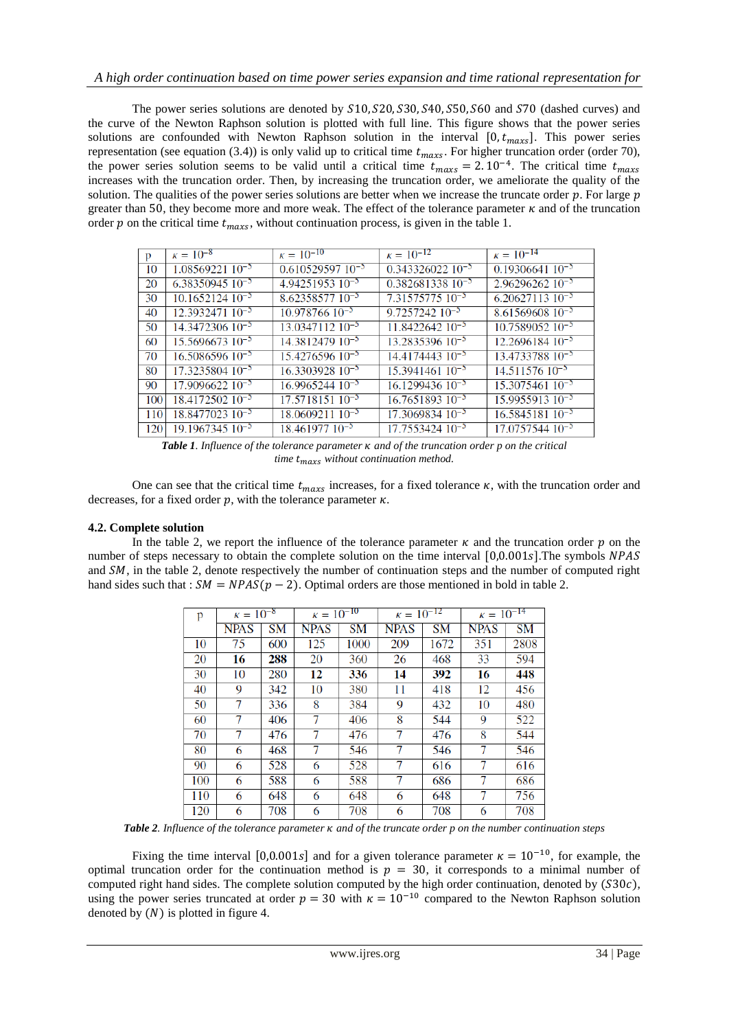The power series solutions are denoted by $S10, S20, S30, S40, S50, S60$ and $S70$ (dashed curves) and the curve of the Newton Raphson solution is plotted with full line. This figure shows that the power series solutions are confounded with Newton Raphson solution in the interval $[0, t_{maxs}]$. This power series representation (see equation (3.4)) is only valid up to critical time $t_{maxs}$. For higher truncation order (order 70), the power series solution seems to be valid until a critical time $t_{maxs} = 2.10^{-4}$. The critical time $t_{maxs}$ increases with the truncation order. Then, by increasing the truncation order, we ameliorate the quality of the solution. The qualities of the power series solutions are better when we increase the truncate order $p$. For large $p$ greater than 50, they become more and more weak. The effect of the tolerance parameter $\kappa$ and of the truncation order $p$ on the critical time $t_{maxs}$, without continuation process, is given in the table 1.

| p | $\kappa = 10^{-8}$ | $\kappa = 10^{-10}$ | $\kappa = 10^{-12}$ | $\kappa = 10^{-14}$ |
|---|---|---|---|---|
| 10 | 1.08569221 $10^{-5}$ | 0.610529597 $10^{-5}$ | 0.343326022 $10^{-5}$ | 0.19306641 $10^{-5}$ |
| 20 | 6.38350945 $10^{-5}$ | 4.94251953 $10^{-5}$ | 0.382681338 $10^{-5}$ | 2.96296262 $10^{-5}$ |
| 30 | 10.1652124 $10^{-5}$ | 8.62358577 $10^{-5}$ | 7.31575775 $10^{-5}$ | 6.20627113 $10^{-5}$ |
| 40 | 12.3932471 $10^{-5}$ | 10.978766 $10^{-5}$ | 9.7257242 $10^{-5}$ | 8.61569608 $10^{-5}$ |
| 50 | 14.3472306 $10^{-5}$ | 13.0347112 $10^{-5}$ | 11.8422642 $10^{-5}$ | 10.7589052 $10^{-5}$ |
| 60 | 15.5696673 $10^{-5}$ | 14.3812479 $10^{-5}$ | 13.2835396 $10^{-5}$ | 12.2696184 $10^{-5}$ |
| 70 | 16.5086596 $10^{-5}$ | 15.4276596 $10^{-5}$ | 14.4174443 $10^{-5}$ | 13.4733788 $10^{-5}$ |
| 80 | 17.3235804 $10^{-5}$ | 16.3303928 $10^{-5}$ | 15.3941461 $10^{-5}$ | 14.511576 $10^{-5}$ |
| 90 | 17.9096622 $10^{-5}$ | 16.9965244 $10^{-5}$ | 16.1299436 $10^{-5}$ | 15.3075461 $10^{-5}$ |
| 100 | 18.4172502 $10^{-5}$ | 17.5718151 $10^{-5}$ | 16.7651893 $10^{-5}$ | 15.9955913 $10^{-5}$ |
| 110 | 18.8477023 $10^{-5}$ | 18.0609211 $10^{-5}$ | 17.3069834 $10^{-5}$ | 16.5845181 $10^{-5}$ |
| 120 | 19.1967345 $10^{-5}$ | 18.461977 $10^{-5}$ | 17.7553424 $10^{-5}$ | 17.0757544 $10^{-5}$ |

***Table 1**. Influence of the tolerance parameter $\kappa$ and of the truncation order p on the critical time $t_{maxs}$ without continuation method.*

One can see that the critical time $t_{maxs}$ increases, for a fixed tolerance $\kappa$, with the truncation order and decreases, for a fixed order $p$, with the tolerance parameter $\kappa$.

### 4.2. Complete solution

In the table 2, we report the influence of the tolerance parameter $\kappa$ and the truncation order $p$ on the number of steps necessary to obtain the complete solution on the time interval $[0, 0.001s]$.The symbols $NPAS$ and $SM$, in the table 2, denote respectively the number of continuation steps and the number of computed right hand sides such that : $SM = NPAS(p-2)$. Optimal orders are those mentioned in bold in table 2.

| p | $\kappa = 10^{-8}$ | | $\kappa = 10^{-10}$ | | $\kappa = 10^{-12}$ | | $\kappa = 10^{-14}$ | |
|---|---|---|---|---|---|---|---|---|
| | NPAS | SM | NPAS | SM | NPAS | SM | NPAS | SM |
| 10 | 75 | 600 | 125 | 1000 | 209 | 1672 | 351 | 2808 |
| 20 | **16** | **288** | 20 | 360 | 26 | 468 | 33 | 594 |
| 30 | 10 | 280 | **12** | **336** | **14** | **392** | **16** | **448** |
| 40 | 9 | 342 | 10 | 380 | 11 | 418 | 12 | 456 |
| 50 | 7 | 336 | 8 | 384 | 9 | 432 | 10 | 480 |
| 60 | 7 | 406 | 7 | 406 | 8 | 544 | 9 | 522 |
| 70 | 7 | 476 | 7 | 476 | 7 | 476 | 8 | 544 |
| 80 | 6 | 468 | 7 | 546 | 7 | 546 | 7 | 546 |
| 90 | 6 | 528 | 6 | 528 | 7 | 616 | 7 | 616 |
| 100 | 6 | 588 | 6 | 588 | 7 | 686 | 7 | 686 |
| 110 | 6 | 648 | 6 | 648 | 6 | 648 | 7 | 756 |
| 120 | 6 | 708 | 6 | 708 | 6 | 708 | 6 | 708 |

***Table 2**. Influence of the tolerance parameter $\kappa$ and of the truncate order p on the number continuation steps*

Fixing the time interval $[0, 0.001s]$ and for a given tolerance parameter $\kappa = 10^{-10}$, for example, the optimal truncation order for the continuation method is $p = 30$, it corresponds to a minimal number of computed right hand sides. The complete solution computed by the high order continuation, denoted by $(S30c)$, using the power series truncated at order $p = 30$ with $\kappa = 10^{-10}$ compared to the Newton Raphson solution denoted by $(N)$ is plotted in figure 4.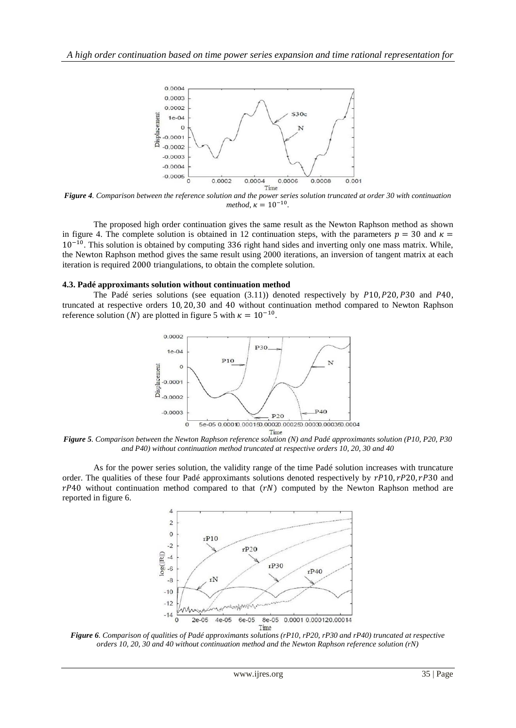*Figure 4. Comparison between the reference solution and the power series solution truncated at order 30 with continuation method, $\kappa = 10^{-10}$.*

The proposed high order continuation gives the same result as the Newton Raphson method as shown in figure 4. The complete solution is obtained in 12 continuation steps, with the parameters $p = 30$ and $\kappa = 10^{-10}$. This solution is obtained by computing 336 right hand sides and inverting only one mass matrix. While, the Newton Raphson method gives the same result using 2000 iterations, an inversion of tangent matrix at each iteration is required 2000 triangulations, to obtain the complete solution.

### 4.3. Padé approximants solution without continuation method

The Padé series solutions (see equation (3.11)) denoted respectively by $P10, P20, P30$ and $P40$, truncated at respective orders $10, 20, 30$ and $40$ without continuation method compared to Newton Raphson reference solution ($N$) are plotted in figure 5 with $\kappa = 10^{-10}$.

*Figure 5. Comparison between the Newton Raphson reference solution (N) and Padé approximants solution (P10, P20, P30 and P40) without continuation method truncated at respective orders 10, 20, 30 and 40*

As for the power series solution, the validity range of the time Padé solution increases with truncature order. The qualities of these four Padé approximants solutions denoted respectively by $rP10, rP20, rP30$ and $rP40$ without continuation method compared to that ($rN$) computed by the Newton Raphson method are reported in figure 6.

*Figure 6. Comparison of qualities of Padé approximants solutions (rP10, rP20, rP30 and rP40) truncated at respective orders 10, 20, 30 and 40 without continuation method and the Newton Raphson reference solution (rN)*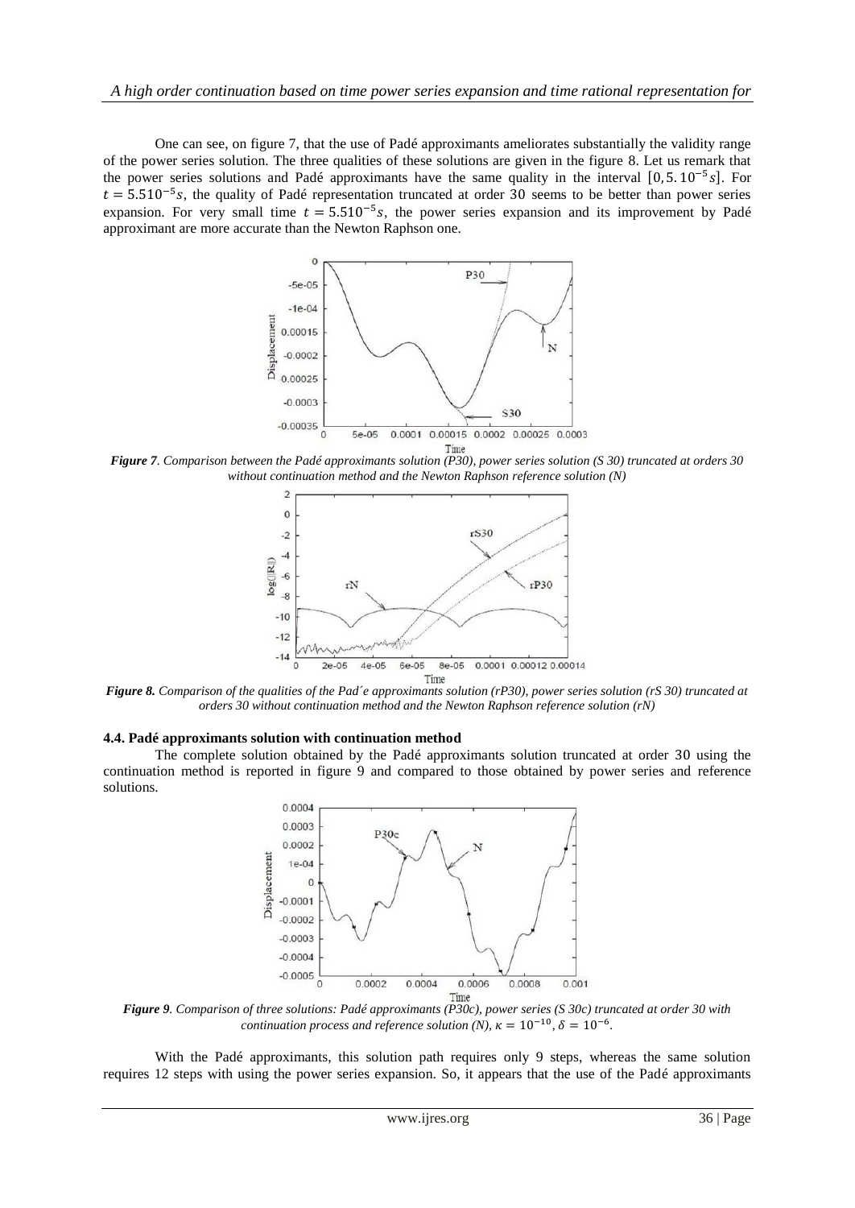One can see, on figure 7, that the use of Padé approximants ameliorates substantially the validity range of the power series solution. The three qualities of these solutions are given in the figure 8. Let us remark that the power series solutions and Padé approximants have the same quality in the interval $[0, 5.10^{-5}s]$. For $t = 5.510^{-5}s$, the quality of Padé representation truncated at order 30 seems to be better than power series expansion. For very small time $t = 5.510^{-5}s$, the power series expansion and its improvement by Padé approximant are more accurate than the Newton Raphson one.

***Figure 7**. Comparison between the Padé approximants solution (P30), power series solution (S 30) truncated at orders 30 without continuation method and the Newton Raphson reference solution (N)*

***Figure 8.** Comparison of the qualities of the Pad´e approximants solution (rP30), power series solution (rS 30) truncated at orders 30 without continuation method and the Newton Raphson reference solution (rN)*

### 4.4. Padé approximants solution with continuation method

The complete solution obtained by the Padé approximants solution truncated at order 30 using the continuation method is reported in figure 9 and compared to those obtained by power series and reference solutions.

***Figure 9**. Comparison of three solutions: Padé approximants (P30c), power series (S 30c) truncated at order 30 with continuation process and reference solution (N), $\kappa = 10^{-10}$, $\delta = 10^{-6}$.*

With the Padé approximants, this solution path requires only 9 steps, whereas the same solution requires 12 steps with using the power series expansion. So, it appears that the use of the Padé approximants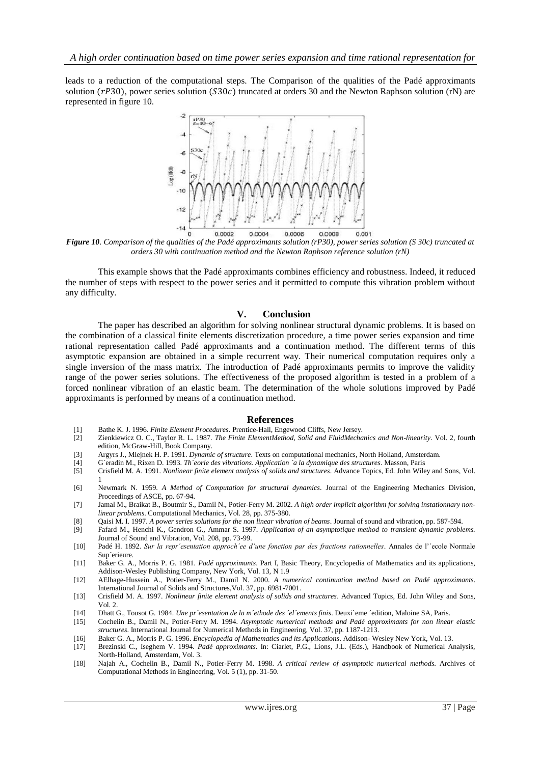leads to a reduction of the computational steps. The Comparison of the qualities of the Padé approximants solution ($rP30$), power series solution ($S30c$) truncated at orders 30 and the Newton Raphson solution (rN) are represented in figure 10.

rP30
ε=10−6

S30c

rN

Log (|R|)

-2
-4
-6
-8
-10
-12
-14

0
0.0002
0.0004
0.0006
0.0008
0.001

***Figure 10**. Comparison of the qualities of the Padé approximants solution (rP30), power series solution (S 30c) truncated at orders 30 with continuation method and the Newton Raphson reference solution (rN)*

This example shows that the Padé approximants combines efficiency and robustness. Indeed, it reduced the number of steps with respect to the power series and it permitted to compute this vibration problem without any difficulty.

## V. Conclusion

The paper has described an algorithm for solving nonlinear structural dynamic problems. It is based on the combination of a classical finite elements discretization procedure, a time power series expansion and time rational representation called Padé approximants and a continuation method. The different terms of this asymptotic expansion are obtained in a simple recurrent way. Their numerical computation requires only a single inversion of the mass matrix. The introduction of Padé approximants permits to improve the validity range of the power series solutions. The effectiveness of the proposed algorithm is tested in a problem of a forced nonlinear vibration of an elastic beam. The determination of the whole solutions improved by Padé approximants is performed by means of a continuation method.

## References

[1] Bathe K. J. 1996. *Finite Element Procedures*. Prentice-Hall, Engewood Cliffs, New Jersey.

[2] Zienkiewicz O. C., Taylor R. L. 1987. *The Finite ElementMethod, Solid and FluidMechanics and Non-linearity*. Vol. 2, fourth edition, McGraw-Hill, Book Company.

[3] Argyrs J., Mlejnek H. P. 1991. *Dynamic of structure*. Texts on computational mechanics, North Holland, Amsterdam.

[4] G´eradin M., Rixen D. 1993. *Th´eorie des vibrations. Application `a la dynamique des structures*. Masson, Paris

[5] Crisfield M. A. 1991. *Nonlinear finite element analysis of solids and structures*. Advance Topics, Ed. John Wiley and Sons, Vol. 1

[6] Newmark N. 1959. *A Method of Computation for structural dynamics*. Journal of the Engineering Mechanics Division, Proceedings of ASCE, pp. 67-94.

[7] Jamal M., Braikat B., Boutmir S., Damil N., Potier-Ferry M. 2002. *A high order implicit algorithm for solving instationnary non-linear problems*. Computational Mechanics, Vol. 28, pp. 375-380.

[8] Qaisi M. I. 1997. *A power series solutions for the non linear vibration of beams*. Journal of sound and vibration, pp. 587-594.

[9] Fafard M., Henchi K., Gendron G., Ammar S. 1997. *Application of an asymptotique method to transient dynamic problems.* Journal of Sound and Vibration, Vol. 208, pp. 73-99.

[10] Padé H. 1892. *Sur la repr´esentation approch´ee d'une fonction par des fractions rationnelles*. Annales de l'´ecole Normale Sup´erieure.

[11] Baker G. A., Morris P. G. 1981. *Padé approximants*. Part I, Basic Theory, Encyclopedia of Mathematics and its applications, Addison-Wesley Publishing Company, New York, Vol. 13, N 1.9

[12] AElhage-Hussein A., Potier-Ferry M., Damil N. 2000. *A numerical continuation method based on Padé approximants*. International Journal of Solids and Structures,Vol. 37, pp. 6981-7001.

[13] Crisfield M. A. 1997. *Nonlinear finite element analysis of solids and structures*. Advanced Topics, Ed. John Wiley and Sons, Vol. 2.

[14] Dhatt G., Tousot G. 1984. *Une pr´esentation de la m´ethode des ´el´ements finis*. Deuxi`eme ´edition, Maloine SA, Paris.

[15] Cochelin B., Damil N., Potier-Ferry M. 1994. *Asymptotic numerical methods and Padé approximants for non linear elastic structures*. International Journal for Numerical Methods in Engineering, Vol. 37, pp. 1187-1213.

[16] Baker G. A., Morris P. G. 1996. *Encyclopedia of Mathematics and its Applications*. Addison- Wesley New York, Vol. 13.

[17] Brezinski C., Iseghem V. 1994. *Padé approximants*. In: Ciarlet, P.G., Lions, J.L. (Eds.), Handbook of Numerical Analysis, North-Holland, Amsterdam, Vol. 3.

[18] Najah A., Cochelin B., Damil N., Potier-Ferry M. 1998. *A critical review of asymptotic numerical methods*. Archives of Computational Methods in Engineering, Vol. 5 (1), pp. 31-50.